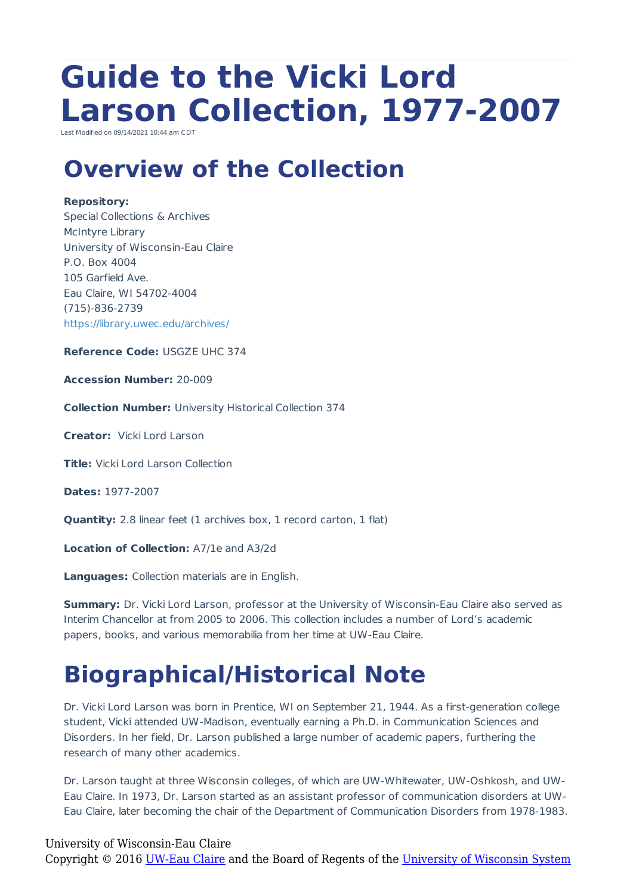# Guide to the Vicki Lord Larson Collection, 1977-2007

Last Modified on 09/14/2021 10:44 am CDT

## Overview of the Collection

**Repository:**
Special Collections & Archives
McIntyre Library
University of Wisconsin-Eau Claire
P.O. Box 4004
105 Garfield Ave.
Eau Claire, WI 54702-4004
(715)-836-2739
https://library.uwec.edu/archives/

**Reference Code:** USGZE UHC 374

**Accession Number:** 20-009

**Collection Number:** University Historical Collection 374

**Creator:** Vicki Lord Larson

**Title:** Vicki Lord Larson Collection

**Dates:** 1977-2007

**Quantity:** 2.8 linear feet (1 archives box, 1 record carton, 1 flat)

**Location of Collection:** A7/1e and A3/2d

**Languages:** Collection materials are in English.

**Summary:** Dr. Vicki Lord Larson, professor at the University of Wisconsin-Eau Claire also served as Interim Chancellor at from 2005 to 2006. This collection includes a number of Lord's academic papers, books, and various memorabilia from her time at UW-Eau Claire.

## Biographical/Historical Note

Dr. Vicki Lord Larson was born in Prentice, WI on September 21, 1944. As a first-generation college student, Vicki attended UW-Madison, eventually earning a Ph.D. in Communication Sciences and Disorders. In her field, Dr. Larson published a large number of academic papers, furthering the research of many other academics.

Dr. Larson taught at three Wisconsin colleges, of which are UW-Whitewater, UW-Oshkosh, and UW-Eau Claire. In 1973, Dr. Larson started as an assistant professor of communication disorders at UW-Eau Claire, later becoming the chair of the Department of Communication Disorders from 1978-1983.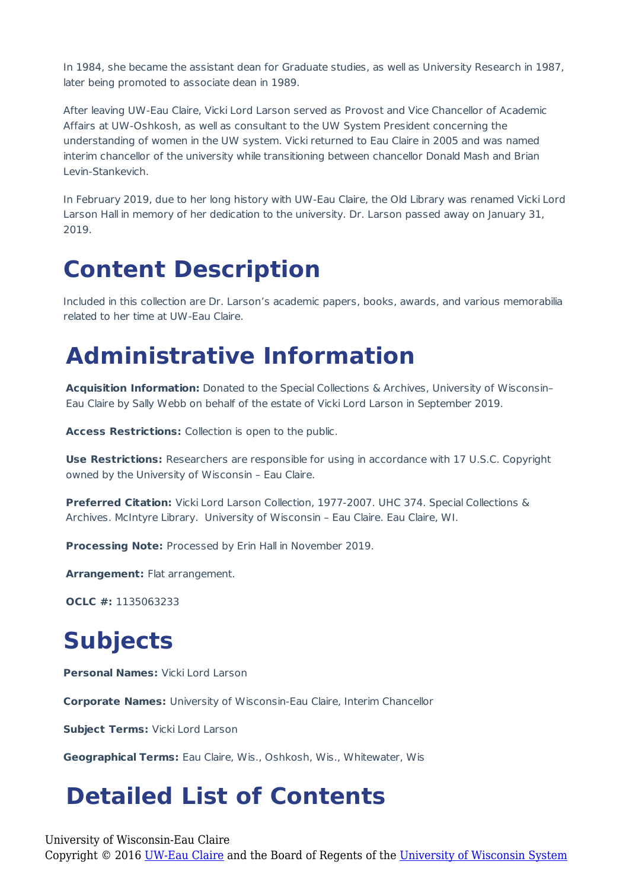In 1984, she became the assistant dean for Graduate studies, as well as University Research in 1987, later being promoted to associate dean in 1989.

After leaving UW-Eau Claire, Vicki Lord Larson served as Provost and Vice Chancellor of Academic Affairs at UW-Oshkosh, as well as consultant to the UW System President concerning the understanding of women in the UW system. Vicki returned to Eau Claire in 2005 and was named interim chancellor of the university while transitioning between chancellor Donald Mash and Brian Levin-Stankevich.

In February 2019, due to her long history with UW-Eau Claire, the Old Library was renamed Vicki Lord Larson Hall in memory of her dedication to the university. Dr. Larson passed away on January 31, 2019.

# Content Description

Included in this collection are Dr. Larson's academic papers, books, awards, and various memorabilia related to her time at UW-Eau Claire.

# Administrative Information

**Acquisition Information:** Donated to the Special Collections & Archives, University of Wisconsin–Eau Claire by Sally Webb on behalf of the estate of Vicki Lord Larson in September 2019.

**Access Restrictions:** Collection is open to the public.

**Use Restrictions:** Researchers are responsible for using in accordance with 17 U.S.C. Copyright owned by the University of Wisconsin – Eau Claire.

**Preferred Citation:** Vicki Lord Larson Collection, 1977-2007. UHC 374. Special Collections & Archives. McIntyre Library. University of Wisconsin – Eau Claire. Eau Claire, WI.

**Processing Note:** Processed by Erin Hall in November 2019.

**Arrangement:** Flat arrangement.

**OCLC #:** 1135063233

# Subjects

**Personal Names:** Vicki Lord Larson

**Corporate Names:** University of Wisconsin-Eau Claire, Interim Chancellor

**Subject Terms:** Vicki Lord Larson

**Geographical Terms:** Eau Claire, Wis., Oshkosh, Wis., Whitewater, Wis

# Detailed List of Contents

University of Wisconsin-Eau Claire
Copyright © 2016 UW-Eau Claire and the Board of Regents of the University of Wisconsin System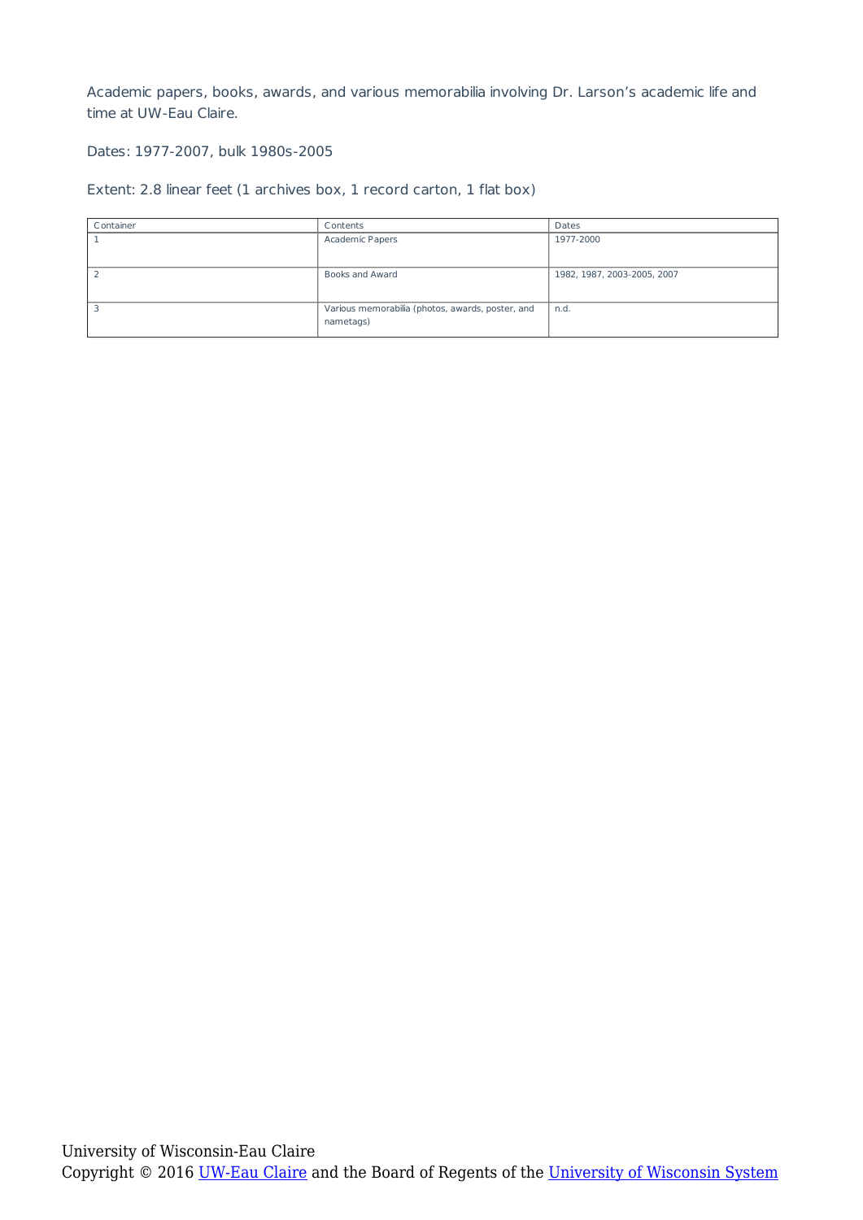Academic papers, books, awards, and various memorabilia involving Dr. Larson's academic life and time at UW-Eau Claire.

Dates: 1977-2007, bulk 1980s-2005

Extent: 2.8 linear feet (1 archives box, 1 record carton, 1 flat box)

| Container | Contents | Dates |
|---|---|---|
| 1 | Academic Papers | 1977-2000 |
| 2 | Books and Award | 1982, 1987, 2003-2005, 2007 |
| 3 | Various memorabilia (photos, awards, poster, and nametags) | n.d. |

University of Wisconsin-Eau Claire
Copyright © 2016 UW-Eau Claire and the Board of Regents of the University of Wisconsin System